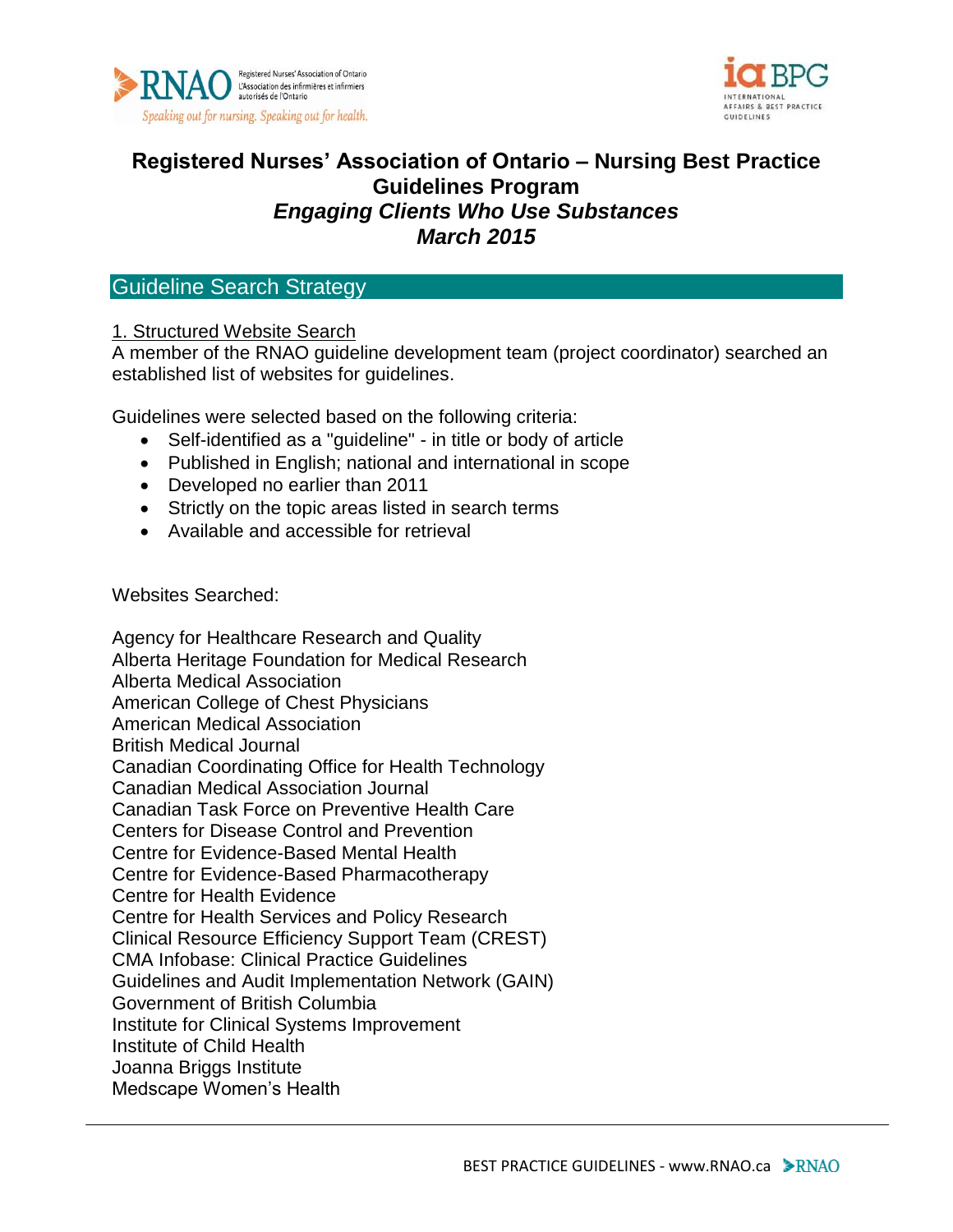# Registered Nurses' Association of Ontario – Nursing Best Practice Guidelines Program

## *Engaging Clients Who Use Substances*

### *March 2015*

## Guideline Search Strategy

1. Structured Website Search

A member of the RNAO guideline development team (project coordinator) searched an established list of websites for guidelines.

Guidelines were selected based on the following criteria:

- Self-identified as a "guideline" - in title or body of article
- Published in English; national and international in scope
- Developed no earlier than 2011
- Strictly on the topic areas listed in search terms
- Available and accessible for retrieval

Websites Searched:

Agency for Healthcare Research and Quality
Alberta Heritage Foundation for Medical Research
Alberta Medical Association
American College of Chest Physicians
American Medical Association
British Medical Journal
Canadian Coordinating Office for Health Technology
Canadian Medical Association Journal
Canadian Task Force on Preventive Health Care
Centers for Disease Control and Prevention
Centre for Evidence-Based Mental Health
Centre for Evidence-Based Pharmacotherapy
Centre for Health Evidence
Centre for Health Services and Policy Research
Clinical Resource Efficiency Support Team (CREST)
CMA Infobase: Clinical Practice Guidelines
Guidelines and Audit Implementation Network (GAIN)
Government of British Columbia
Institute for Clinical Systems Improvement
Institute of Child Health
Joanna Briggs Institute
Medscape Women's Health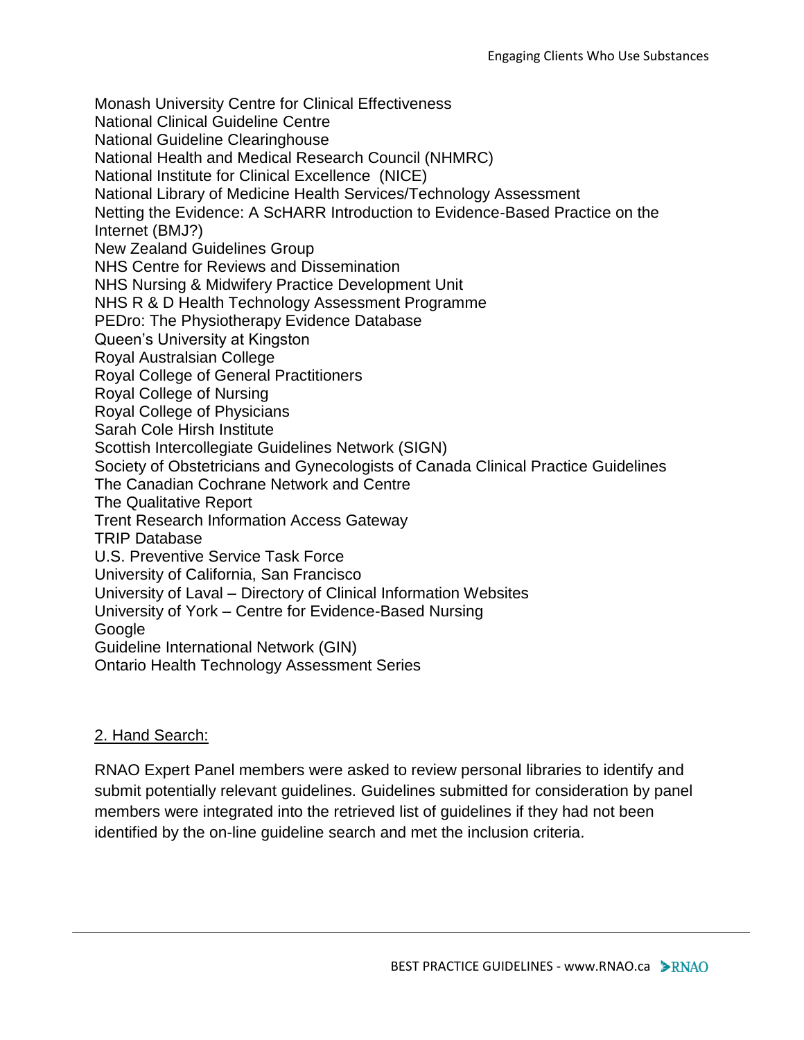Monash University Centre for Clinical Effectiveness
National Clinical Guideline Centre
National Guideline Clearinghouse
National Health and Medical Research Council (NHMRC)
National Institute for Clinical Excellence (NICE)
National Library of Medicine Health Services/Technology Assessment
Netting the Evidence: A ScHARR Introduction to Evidence-Based Practice on the Internet (BMJ?)
New Zealand Guidelines Group
NHS Centre for Reviews and Dissemination
NHS Nursing & Midwifery Practice Development Unit
NHS R & D Health Technology Assessment Programme
PEDro: The Physiotherapy Evidence Database
Queen's University at Kingston
Royal Australasian College
Royal College of General Practitioners
Royal College of Nursing
Royal College of Physicians
Sarah Cole Hirsh Institute
Scottish Intercollegiate Guidelines Network (SIGN)
Society of Obstetricians and Gynecologists of Canada Clinical Practice Guidelines
The Canadian Cochrane Network and Centre
The Qualitative Report
Trent Research Information Access Gateway
TRIP Database
U.S. Preventive Service Task Force
University of California, San Francisco
University of Laval – Directory of Clinical Information Websites
University of York – Centre for Evidence-Based Nursing
Google
Guideline International Network (GIN)
Ontario Health Technology Assessment Series

2. Hand Search:

RNAO Expert Panel members were asked to review personal libraries to identify and submit potentially relevant guidelines. Guidelines submitted for consideration by panel members were integrated into the retrieved list of guidelines if they had not been identified by the on-line guideline search and met the inclusion criteria.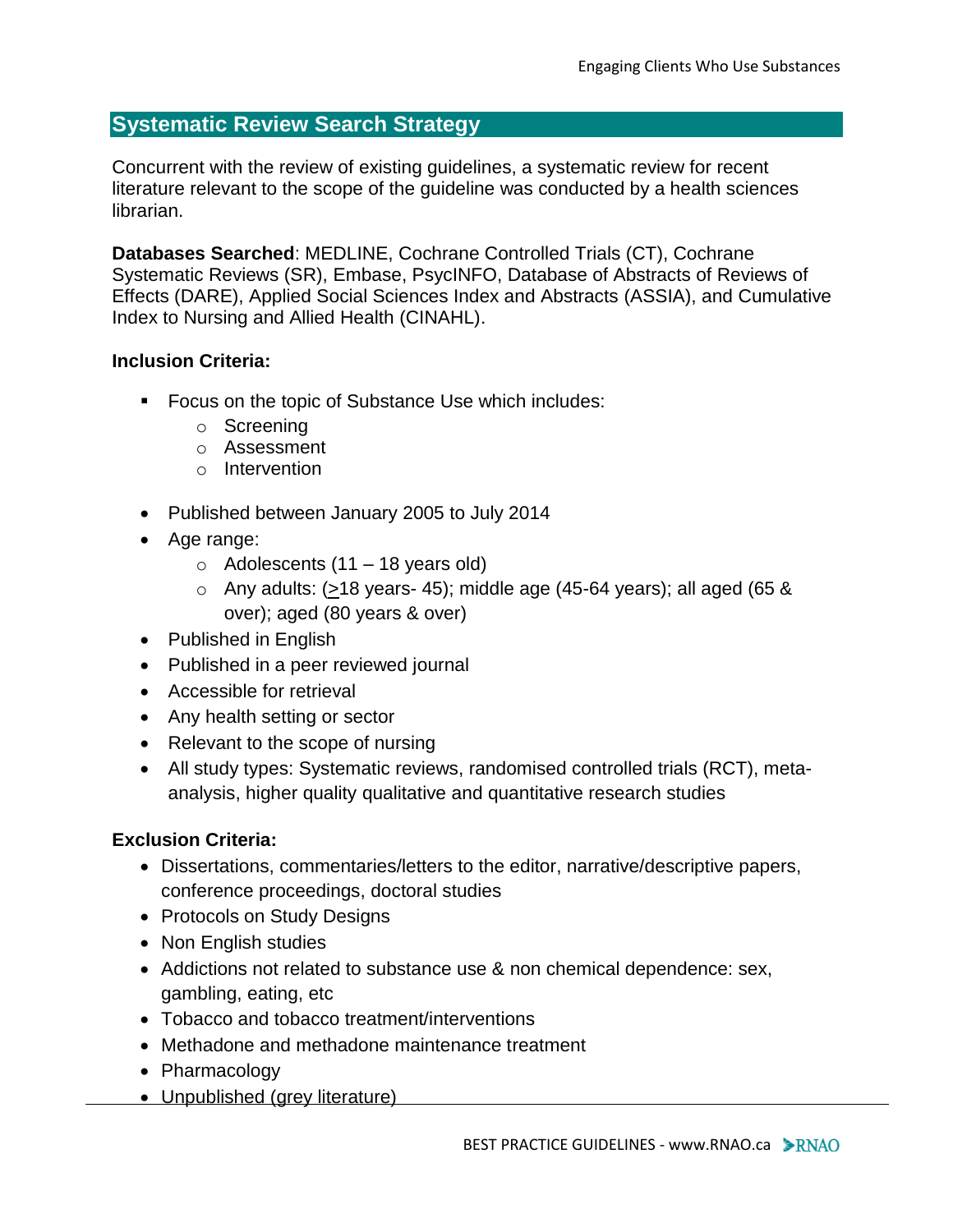## Systematic Review Search Strategy

Concurrent with the review of existing guidelines, a systematic review for recent literature relevant to the scope of the guideline was conducted by a health sciences librarian.

**Databases Searched**: MEDLINE, Cochrane Controlled Trials (CT), Cochrane Systematic Reviews (SR), Embase, PsycINFO, Database of Abstracts of Reviews of Effects (DARE), Applied Social Sciences Index and Abstracts (ASSIA), and Cumulative Index to Nursing and Allied Health (CINAHL).

**Inclusion Criteria:**

- Focus on the topic of Substance Use which includes:
    - Screening
    - Assessment
    - Intervention
- Published between January 2005 to July 2014
- Age range:
    - Adolescents (11 – 18 years old)
    - Any adults: (≥18 years- 45); middle age (45-64 years); all aged (65 & over); aged (80 years & over)
- Published in English
- Published in a peer reviewed journal
- Accessible for retrieval
- Any health setting or sector
- Relevant to the scope of nursing
- All study types: Systematic reviews, randomised controlled trials (RCT), meta-analysis, higher quality qualitative and quantitative research studies

**Exclusion Criteria:**

- Dissertations, commentaries/letters to the editor, narrative/descriptive papers, conference proceedings, doctoral studies
- Protocols on Study Designs
- Non English studies
- Addictions not related to substance use & non chemical dependence: sex, gambling, eating, etc
- Tobacco and tobacco treatment/interventions
- Methadone and methadone maintenance treatment
- Pharmacology
- Unpublished (grey literature)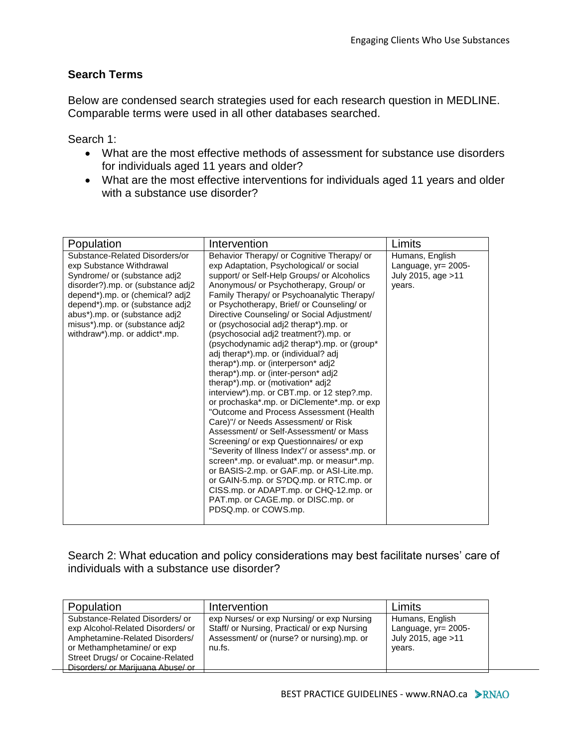## Search Terms

Below are condensed search strategies used for each research question in MEDLINE. Comparable terms were used in all other databases searched.

Search 1:

- What are the most effective methods of assessment for substance use disorders for individuals aged 11 years and older?
- What are the most effective interventions for individuals aged 11 years and older with a substance use disorder?

| Population | Intervention | Limits |
|---|---|---|
| Substance-Related Disorders/or exp Substance Withdrawal Syndrome/ or (substance adj2 disorder?).mp. or (substance adj2 depend*).mp. or (chemical? adj2 depend*).mp. or (substance adj2 abus*).mp. or (substance adj2 misus*).mp. or (substance adj2 withdraw*).mp. or addict*.mp. | Behavior Therapy/ or Cognitive Therapy/ or exp Adaptation, Psychological/ or social support/ or Self-Help Groups/ or Alcoholics Anonymous/ or Psychotherapy, Group/ or Family Therapy/ or Psychoanalytic Therapy/ or Psychotherapy, Brief/ or Counseling/ or Directive Counseling/ or Social Adjustment/ or (psychosocial adj2 therap*).mp. or (psychosocial adj2 treatment?).mp. or (psychodynamic adj2 therap*).mp. or (group* adj therap*).mp. or (individual? adj therap*).mp. or (interperson* adj2 therap*).mp. or (inter-person* adj2 therap*).mp. or (motivation* adj2 interview*).mp. or CBT.mp. or 12 step?.mp. or prochaska*.mp. or DiClemente*.mp. or exp "Outcome and Process Assessment (Health Care)"/ or Needs Assessment/ or Risk Assessment/ or Self-Assessment/ or Mass Screening/ or exp Questionnaires/ or exp "Severity of Illness Index"/ or assess*.mp. or screen*.mp. or evaluat*.mp. or measur*.mp. or BASIS-2.mp. or GAF.mp. or ASI-Lite.mp. or GAIN-5.mp. or S?DQ.mp. or RTC.mp. or CISS.mp. or ADAPT.mp. or CHQ-12.mp. or PAT.mp. or CAGE.mp. or DISC.mp. or PDSQ.mp. or COWS.mp. | Humans, English Language, yr= 2005-July 2015, age >11 years. |

Search 2: What education and policy considerations may best facilitate nurses' care of individuals with a substance use disorder?

| Population | Intervention | Limits |
|---|---|---|
| Substance-Related Disorders/ or exp Alcohol-Related Disorders/ or Amphetamine-Related Disorders/ or Methamphetamine/ or exp Street Drugs/ or Cocaine-Related Disorders/ or Marijuana Abuse/ or | exp Nurses/ or exp Nursing/ or exp Nursing Staff/ or Nursing, Practical/ or exp Nursing Assessment/ or (nurse? or nursing).mp. or nu.fs. | Humans, English Language, yr= 2005-July 2015, age >11 years. |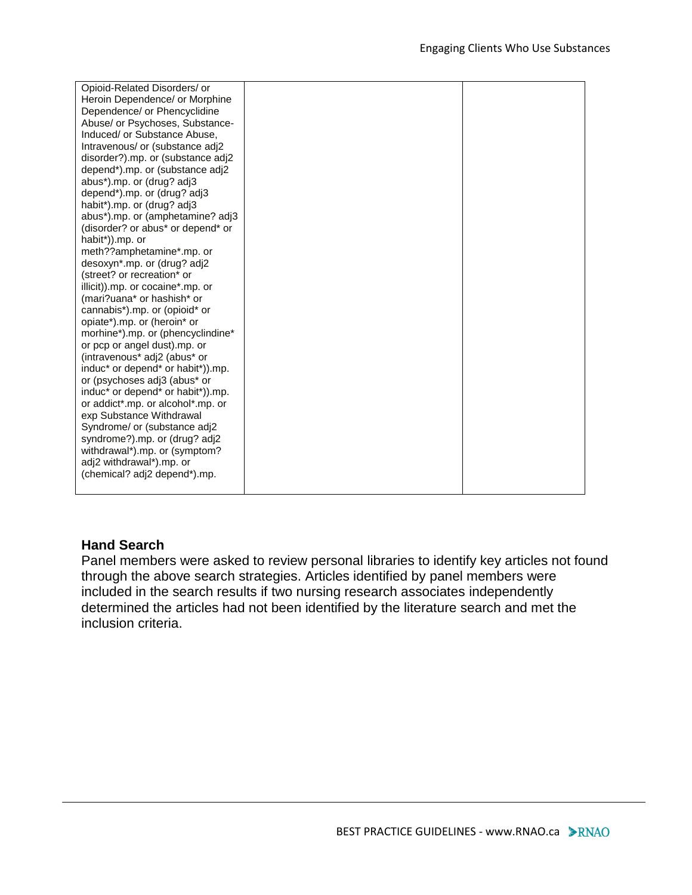| | | |
|---|---|---|
| Opioid-Related Disorders/ or Heroin Dependence/ or Morphine Dependence/ or Phencyclidine Abuse/ or Psychoses, Substance-Induced/ or Substance Abuse, Intravenous/ or (substance adj2 disorder?).mp. or (substance adj2 depend*).mp. or (substance adj2 abus*).mp. or (drug? adj3 depend*).mp. or (drug? adj3 habit*).mp. or (drug? adj3 abus*).mp. or (amphetamine? adj3 (disorder? or abus* or depend* or habit*)).mp. or meth??amphetamine*.mp. or desoxyn*.mp. or (drug? adj2 (street? or recreation* or illicit)).mp. or cocaine*.mp. or (mari?uana* or hashish* or cannabis*).mp. or (opioid* or opiate*).mp. or (heroin* or morhine*).mp. or (phencyclindine* or pcp or angel dust).mp. or (intravenous* adj2 (abus* or induc* or depend* or habit*)).mp. or (psychoses adj3 (abus* or induc* or depend* or habit*)).mp. or addict*.mp. or alcohol*.mp. or exp Substance Withdrawal Syndrome/ or (substance adj2 syndrome?).mp. or (drug? adj2 withdrawal*).mp. or (symptom? adj2 withdrawal*).mp. or (chemical? adj2 depend*).mp. | | |

## Hand Search

Panel members were asked to review personal libraries to identify key articles not found through the above search strategies. Articles identified by panel members were included in the search results if two nursing research associates independently determined the articles had not been identified by the literature search and met the inclusion criteria.